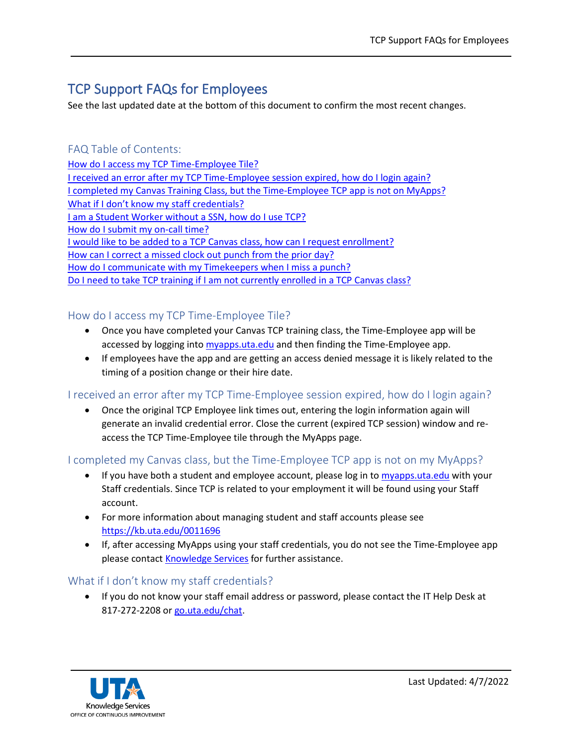# TCP Support FAQs for Employees

See the last updated date at the bottom of this document to confirm the most recent changes.

## FAQ Table of Contents:

[How do I access my TCP Time-Employee Tile?](#)
[I received an error after my TCP Time-Employee session expired, how do I login again?](#)
[I completed my Canvas Training Class, but the Time-Employee TCP app is not on MyApps?](#)
[What if I don't know my staff credentials?](#)
[I am a Student Worker without a SSN, how do I use TCP?](#)
[How do I submit my on-call time?](#)
[I would like to be added to a TCP Canvas class, how can I request enrollment?](#)
[How can I correct a missed clock out punch from the prior day?](#)
[How do I communicate with my Timekeepers when I miss a punch?](#)
[Do I need to take TCP training if I am not currently enrolled in a TCP Canvas class?](#)

## How do I access my TCP Time-Employee Tile?

- Once you have completed your Canvas TCP training class, the Time-Employee app will be accessed by logging into [myapps.uta.edu](https://myapps.uta.edu) and then finding the Time-Employee app.
- If employees have the app and are getting an access denied message it is likely related to the timing of a position change or their hire date.

## I received an error after my TCP Time-Employee session expired, how do I login again?

- Once the original TCP Employee link times out, entering the login information again will generate an invalid credential error. Close the current (expired TCP session) window and re-access the TCP Time-Employee tile through the MyApps page.

## I completed my Canvas class, but the Time-Employee TCP app is not on my MyApps?

- If you have both a student and employee account, please log in to [myapps.uta.edu](https://myapps.uta.edu) with your Staff credentials. Since TCP is related to your employment it will be found using your Staff account.
- For more information about managing student and staff accounts please see [https://kb.uta.edu/0011696](https://kb.uta.edu/0011696)
- If, after accessing MyApps using your staff credentials, you do not see the Time-Employee app please contact [Knowledge Services](#) for further assistance.

## What if I don't know my staff credentials?

- If you do not know your staff email address or password, please contact the IT Help Desk at 817-272-2208 or [go.uta.edu/chat](https://go.uta.edu/chat).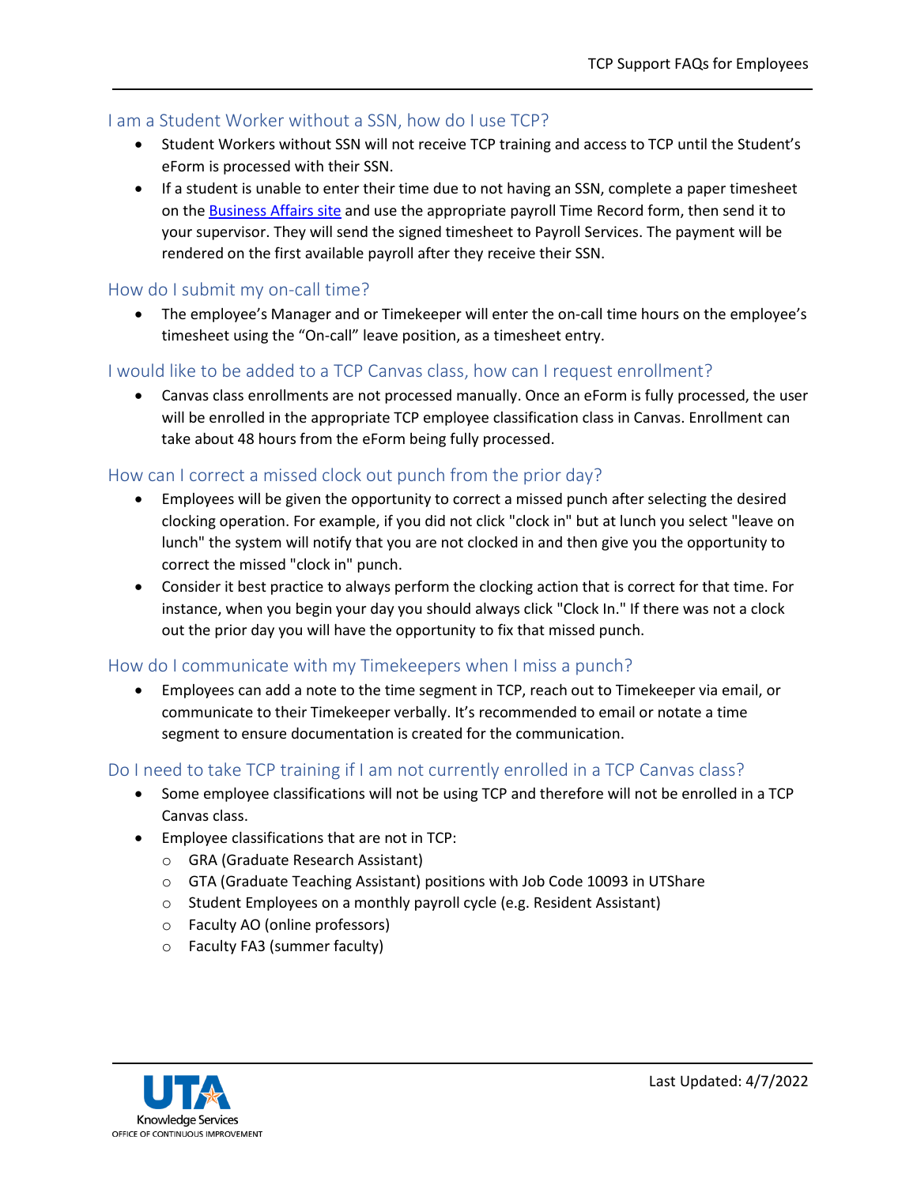## I am a Student Worker without a SSN, how do I use TCP?

- Student Workers without SSN will not receive TCP training and access to TCP until the Student's eForm is processed with their SSN.
- If a student is unable to enter their time due to not having an SSN, complete a paper timesheet on the Business Affairs site and use the appropriate payroll Time Record form, then send it to your supervisor. They will send the signed timesheet to Payroll Services. The payment will be rendered on the first available payroll after they receive their SSN.

## How do I submit my on-call time?

- The employee's Manager and or Timekeeper will enter the on-call time hours on the employee's timesheet using the "On-call" leave position, as a timesheet entry.

## I would like to be added to a TCP Canvas class, how can I request enrollment?

- Canvas class enrollments are not processed manually. Once an eForm is fully processed, the user will be enrolled in the appropriate TCP employee classification class in Canvas. Enrollment can take about 48 hours from the eForm being fully processed.

## How can I correct a missed clock out punch from the prior day?

- Employees will be given the opportunity to correct a missed punch after selecting the desired clocking operation. For example, if you did not click "clock in" but at lunch you select "leave on lunch" the system will notify that you are not clocked in and then give you the opportunity to correct the missed "clock in" punch.
- Consider it best practice to always perform the clocking action that is correct for that time. For instance, when you begin your day you should always click "Clock In." If there was not a clock out the prior day you will have the opportunity to fix that missed punch.

## How do I communicate with my Timekeepers when I miss a punch?

- Employees can add a note to the time segment in TCP, reach out to Timekeeper via email, or communicate to their Timekeeper verbally. It's recommended to email or notate a time segment to ensure documentation is created for the communication.

## Do I need to take TCP training if I am not currently enrolled in a TCP Canvas class?

- Some employee classifications will not be using TCP and therefore will not be enrolled in a TCP Canvas class.
- Employee classifications that are not in TCP:
  - GRA (Graduate Research Assistant)
  - GTA (Graduate Teaching Assistant) positions with Job Code 10093 in UTShare
  - Student Employees on a monthly payroll cycle (e.g. Resident Assistant)
  - Faculty AO (online professors)
  - Faculty FA3 (summer faculty)